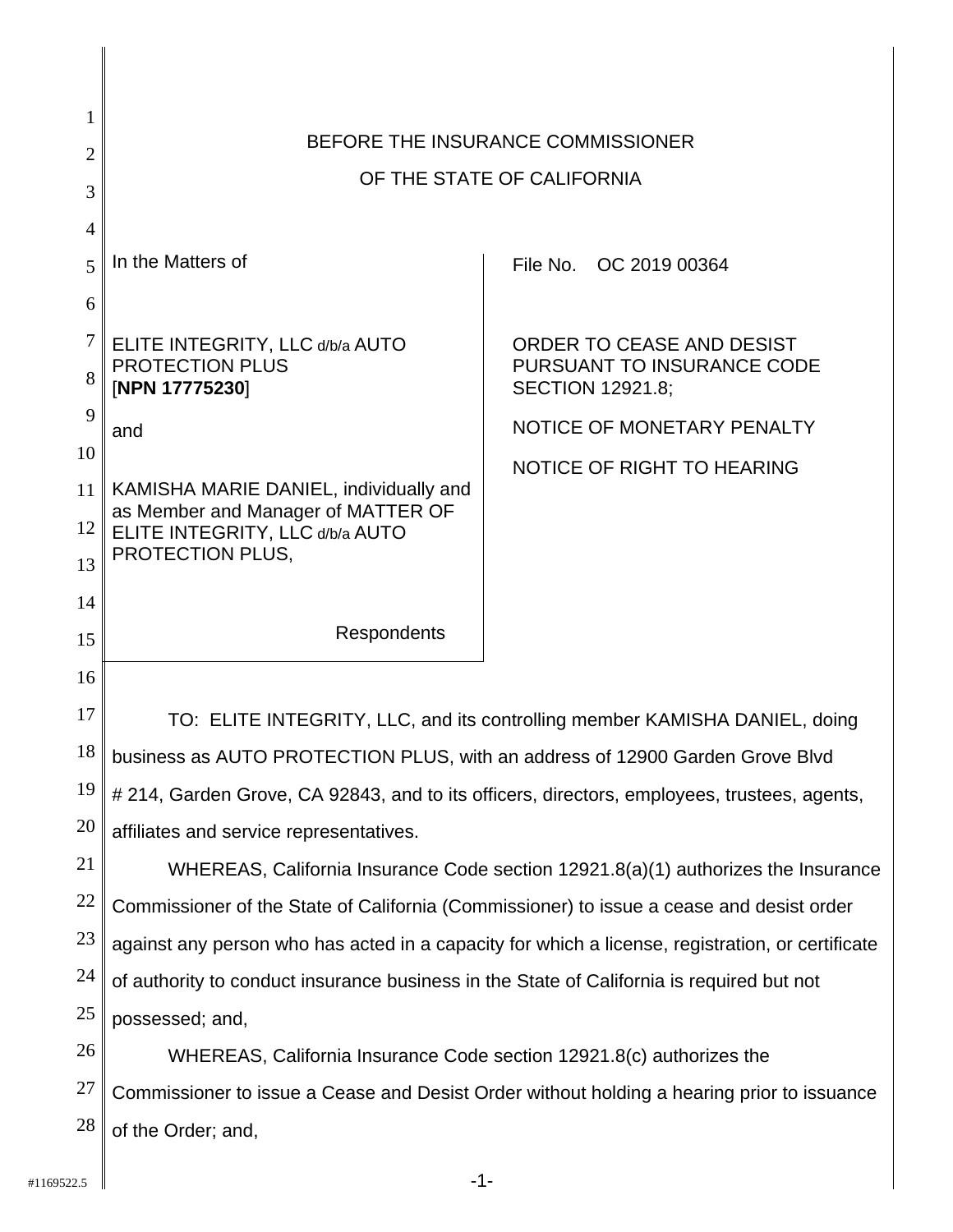BEFORE THE INSURANCE COMMISSIONER

OF THE STATE OF CALIFORNIA

| In the Matters of | File No. OC 2019 00364 |
|---|---|
| ELITE INTEGRITY, LLC d/b/a AUTO PROTECTION PLUS [**NPN 17775230**] | ORDER TO CEASE AND DESIST PURSUANT TO INSURANCE CODE SECTION 12921.8; |
| and | NOTICE OF MONETARY PENALTY |
| KAMISHA MARIE DANIEL, individually and as Member and Manager of MATTER OF ELITE INTEGRITY, LLC d/b/a AUTO PROTECTION PLUS, | NOTICE OF RIGHT TO HEARING |
| Respondents | |

TO: ELITE INTEGRITY, LLC, and its controlling member KAMISHA DANIEL, doing business as AUTO PROTECTION PLUS, with an address of 12900 Garden Grove Blvd # 214, Garden Grove, CA 92843, and to its officers, directors, employees, trustees, agents, affiliates and service representatives.

WHEREAS, California Insurance Code section 12921.8(a)(1) authorizes the Insurance Commissioner of the State of California (Commissioner) to issue a cease and desist order against any person who has acted in a capacity for which a license, registration, or certificate of authority to conduct insurance business in the State of California is required but not possessed; and,

WHEREAS, California Insurance Code section 12921.8(c) authorizes the Commissioner to issue a Cease and Desist Order without holding a hearing prior to issuance of the Order; and,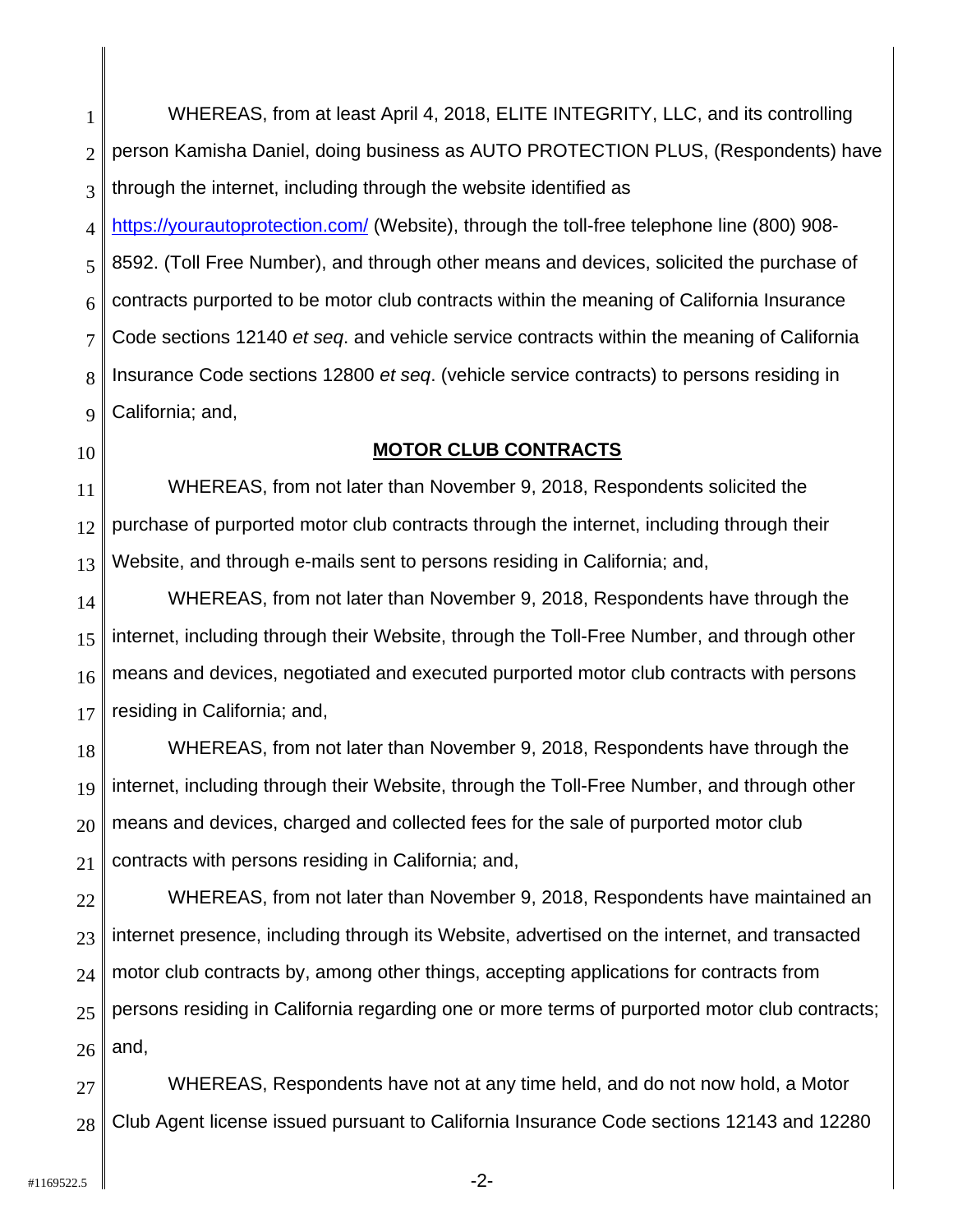WHEREAS, from at least April 4, 2018, ELITE INTEGRITY, LLC, and its controlling person Kamisha Daniel, doing business as AUTO PROTECTION PLUS, (Respondents) have through the internet, including through the website identified as https://yourautoprotection.com/ (Website), through the toll-free telephone line (800) 908-8592. (Toll Free Number), and through other means and devices, solicited the purchase of contracts purported to be motor club contracts within the meaning of California Insurance Code sections 12140 *et seq*. and vehicle service contracts within the meaning of California Insurance Code sections 12800 *et seq*. (vehicle service contracts) to persons residing in California; and,

**MOTOR CLUB CONTRACTS**

WHEREAS, from not later than November 9, 2018, Respondents solicited the purchase of purported motor club contracts through the internet, including through their Website, and through e-mails sent to persons residing in California; and,

WHEREAS, from not later than November 9, 2018, Respondents have through the internet, including through their Website, through the Toll-Free Number, and through other means and devices, negotiated and executed purported motor club contracts with persons residing in California; and,

WHEREAS, from not later than November 9, 2018, Respondents have through the internet, including through their Website, through the Toll-Free Number, and through other means and devices, charged and collected fees for the sale of purported motor club contracts with persons residing in California; and,

WHEREAS, from not later than November 9, 2018, Respondents have maintained an internet presence, including through its Website, advertised on the internet, and transacted motor club contracts by, among other things, accepting applications for contracts from persons residing in California regarding one or more terms of purported motor club contracts; and,

WHEREAS, Respondents have not at any time held, and do not now hold, a Motor Club Agent license issued pursuant to California Insurance Code sections 12143 and 12280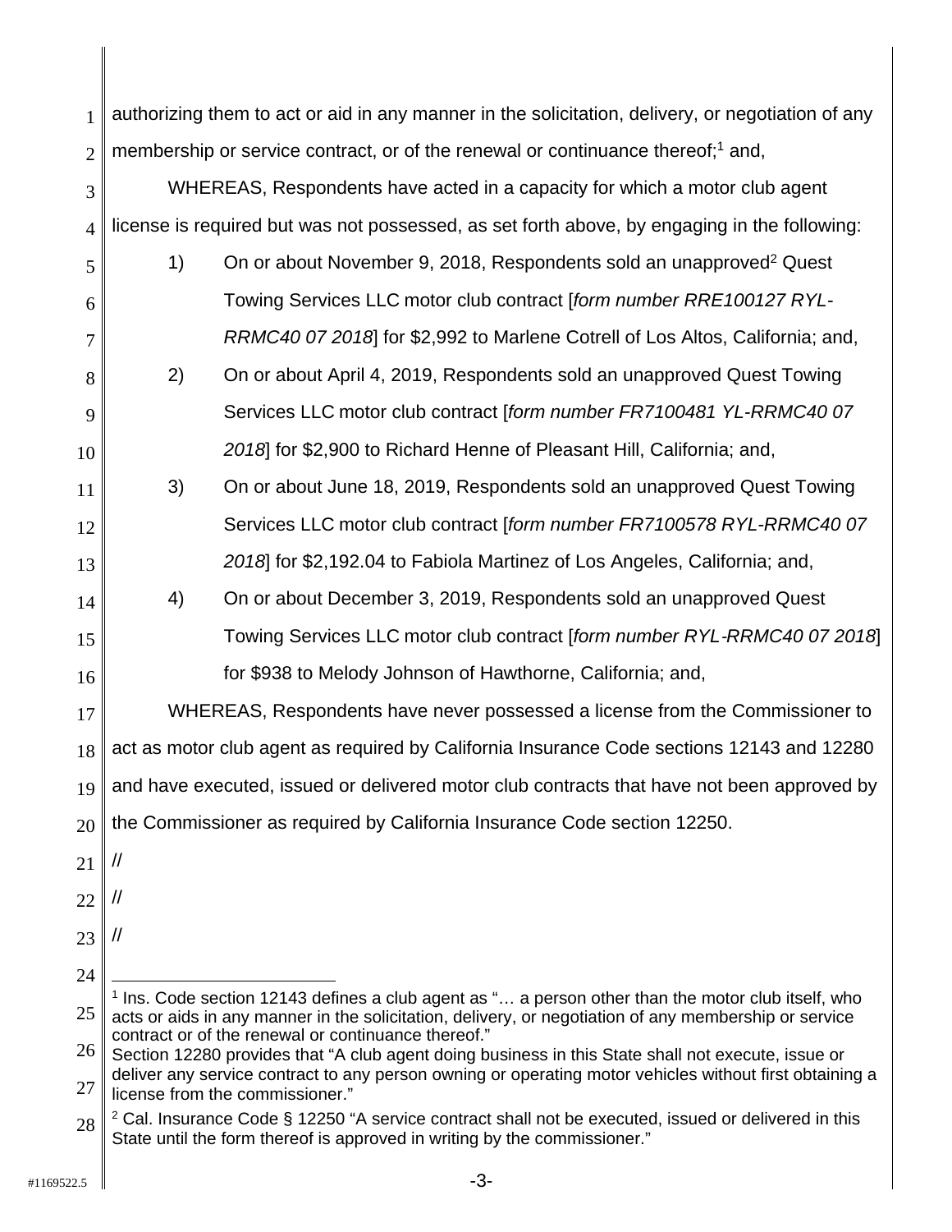authorizing them to act or aid in any manner in the solicitation, delivery, or negotiation of any membership or service contract, or of the renewal or continuance thereof;[1] and,

WHEREAS, Respondents have acted in a capacity for which a motor club agent license is required but was not possessed, as set forth above, by engaging in the following:

1) On or about November 9, 2018, Respondents sold an unapproved[2] Quest Towing Services LLC motor club contract [*form number RRE100127 RYL-RRMC40 07 2018*] for $2,992 to Marlene Cotrell of Los Altos, California; and,

2) On or about April 4, 2019, Respondents sold an unapproved Quest Towing Services LLC motor club contract [*form number FR7100481 YL-RRMC40 07 2018*] for $2,900 to Richard Henne of Pleasant Hill, California; and,

3) On or about June 18, 2019, Respondents sold an unapproved Quest Towing Services LLC motor club contract [*form number FR7100578 RYL-RRMC40 07 2018*] for $2,192.04 to Fabiola Martinez of Los Angeles, California; and,

4) On or about December 3, 2019, Respondents sold an unapproved Quest Towing Services LLC motor club contract [*form number RYL-RRMC40 07 2018*] for $938 to Melody Johnson of Hawthorne, California; and,

WHEREAS, Respondents have never possessed a license from the Commissioner to act as motor club agent as required by California Insurance Code sections 12143 and 12280 and have executed, issued or delivered motor club contracts that have not been approved by the Commissioner as required by California Insurance Code section 12250.

//

//

//

---

[1] Ins. Code section 12143 defines a club agent as "… a person other than the motor club itself, who acts or aids in any manner in the solicitation, delivery, or negotiation of any membership or service contract or of the renewal or continuance thereof."
Section 12280 provides that "A club agent doing business in this State shall not execute, issue or deliver any service contract to any person owning or operating motor vehicles without first obtaining a license from the commissioner."

[2] Cal. Insurance Code § 12250 "A service contract shall not be executed, issued or delivered in this State until the form thereof is approved in writing by the commissioner."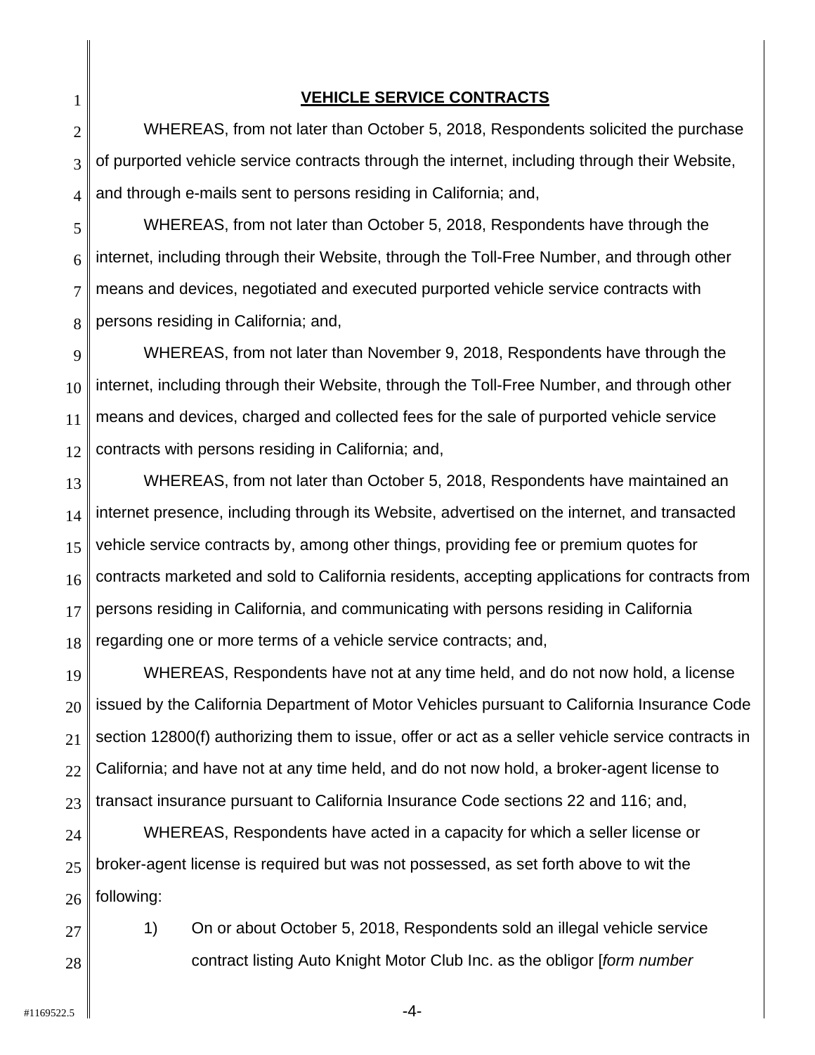## **VEHICLE SERVICE CONTRACTS**

WHEREAS, from not later than October 5, 2018, Respondents solicited the purchase of purported vehicle service contracts through the internet, including through their Website, and through e-mails sent to persons residing in California; and,

WHEREAS, from not later than October 5, 2018, Respondents have through the internet, including through their Website, through the Toll-Free Number, and through other means and devices, negotiated and executed purported vehicle service contracts with persons residing in California; and,

WHEREAS, from not later than November 9, 2018, Respondents have through the internet, including through their Website, through the Toll-Free Number, and through other means and devices, charged and collected fees for the sale of purported vehicle service contracts with persons residing in California; and,

WHEREAS, from not later than October 5, 2018, Respondents have maintained an internet presence, including through its Website, advertised on the internet, and transacted vehicle service contracts by, among other things, providing fee or premium quotes for contracts marketed and sold to California residents, accepting applications for contracts from persons residing in California, and communicating with persons residing in California regarding one or more terms of a vehicle service contracts; and,

WHEREAS, Respondents have not at any time held, and do not now hold, a license issued by the California Department of Motor Vehicles pursuant to California Insurance Code section 12800(f) authorizing them to issue, offer or act as a seller vehicle service contracts in California; and have not at any time held, and do not now hold, a broker-agent license to transact insurance pursuant to California Insurance Code sections 22 and 116; and,

WHEREAS, Respondents have acted in a capacity for which a seller license or broker-agent license is required but was not possessed, as set forth above to wit the following:

1) On or about October 5, 2018, Respondents sold an illegal vehicle service contract listing Auto Knight Motor Club Inc. as the obligor [*form number*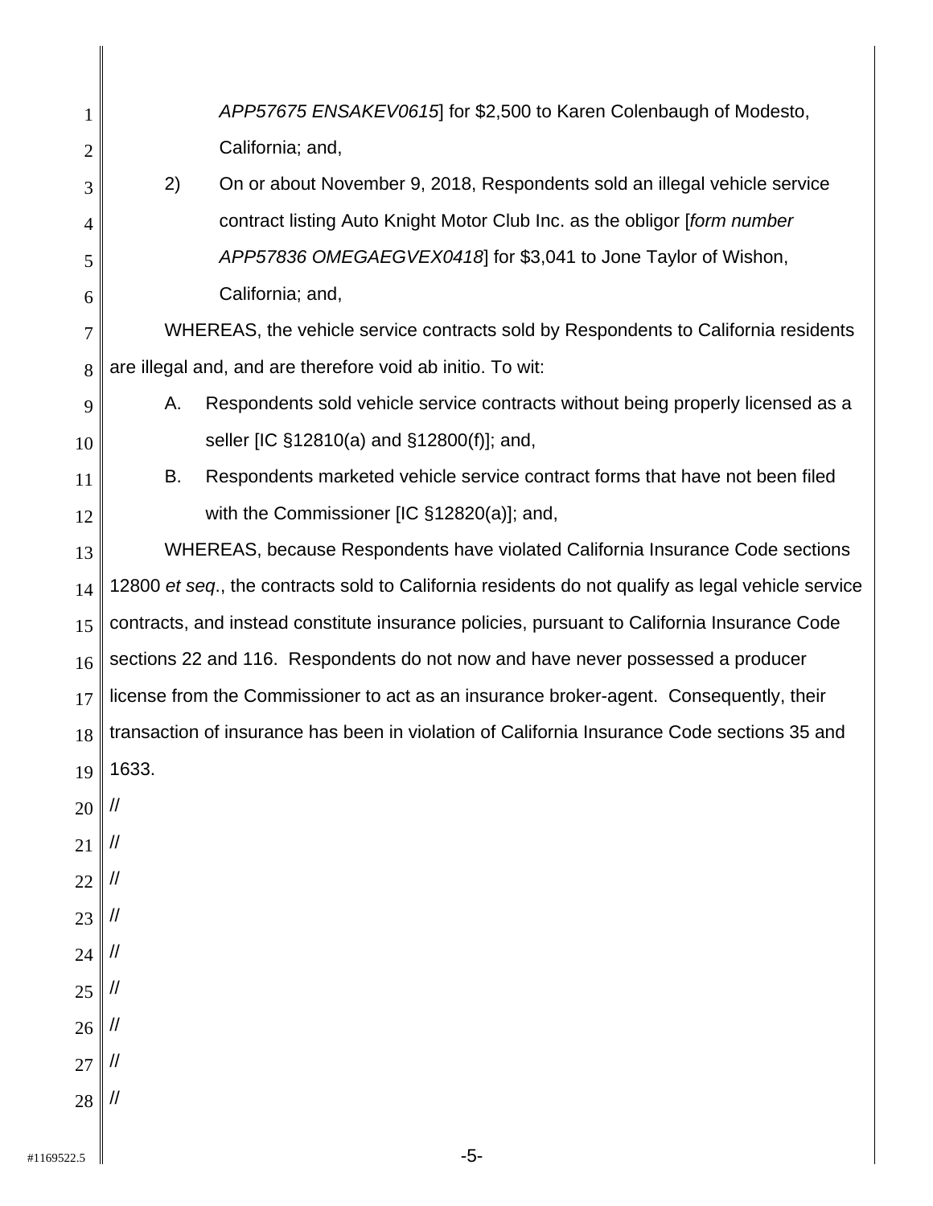*APP57675 ENSAKEV0615*] for $2,500 to Karen Colenbaugh of Modesto, California; and,

2) On or about November 9, 2018, Respondents sold an illegal vehicle service contract listing Auto Knight Motor Club Inc. as the obligor [*form number APP57836 OMEGAEGVEX0418*] for $3,041 to Jone Taylor of Wishon, California; and,

WHEREAS, the vehicle service contracts sold by Respondents to California residents are illegal and, and are therefore void ab initio. To wit:

A. Respondents sold vehicle service contracts without being properly licensed as a seller [IC §12810(a) and §12800(f)]; and,

B. Respondents marketed vehicle service contract forms that have not been filed with the Commissioner [IC §12820(a)]; and,

WHEREAS, because Respondents have violated California Insurance Code sections 12800 *et seq*., the contracts sold to California residents do not qualify as legal vehicle service contracts, and instead constitute insurance policies, pursuant to California Insurance Code sections 22 and 116. Respondents do not now and have never possessed a producer license from the Commissioner to act as an insurance broker-agent. Consequently, their transaction of insurance has been in violation of California Insurance Code sections 35 and 1633.

//

//

//

//

//

//

//

//

//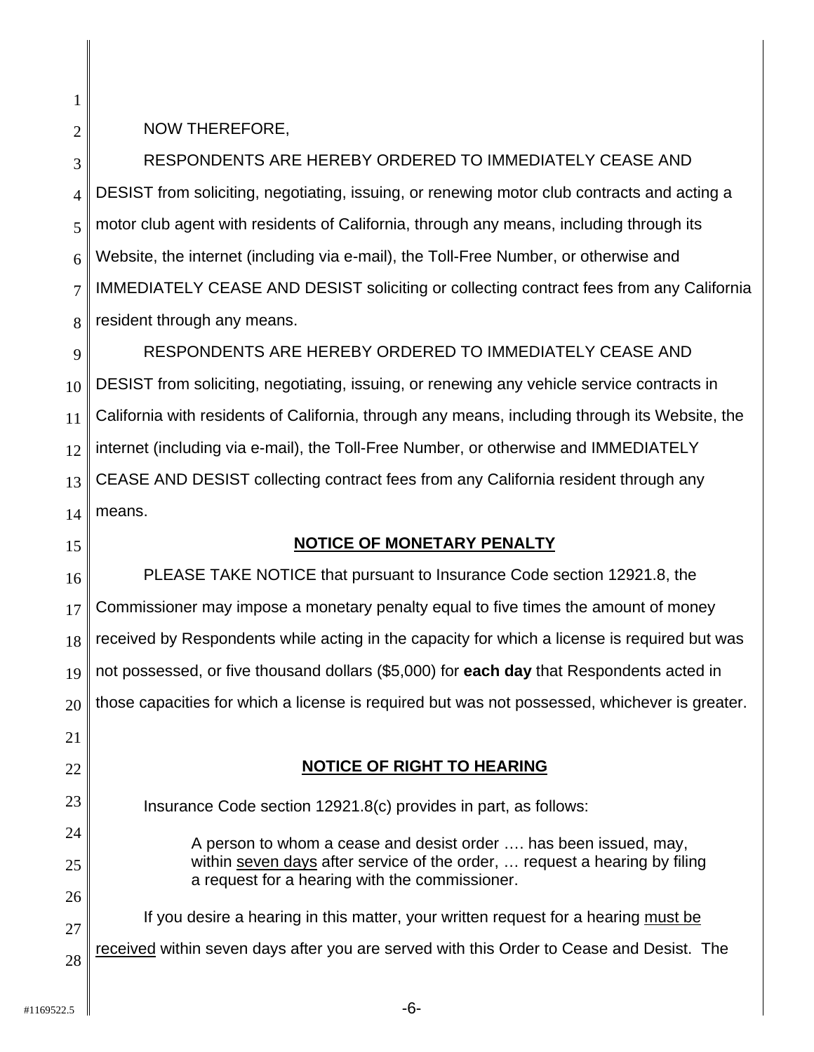NOW THEREFORE,

RESPONDENTS ARE HEREBY ORDERED TO IMMEDIATELY CEASE AND DESIST from soliciting, negotiating, issuing, or renewing motor club contracts and acting a motor club agent with residents of California, through any means, including through its Website, the internet (including via e-mail), the Toll-Free Number, or otherwise and IMMEDIATELY CEASE AND DESIST soliciting or collecting contract fees from any California resident through any means.

RESPONDENTS ARE HEREBY ORDERED TO IMMEDIATELY CEASE AND DESIST from soliciting, negotiating, issuing, or renewing any vehicle service contracts in California with residents of California, through any means, including through its Website, the internet (including via e-mail), the Toll-Free Number, or otherwise and IMMEDIATELY CEASE AND DESIST collecting contract fees from any California resident through any means.

## NOTICE OF MONETARY PENALTY

PLEASE TAKE NOTICE that pursuant to Insurance Code section 12921.8, the Commissioner may impose a monetary penalty equal to five times the amount of money received by Respondents while acting in the capacity for which a license is required but was not possessed, or five thousand dollars ($5,000) for **each day** that Respondents acted in those capacities for which a license is required but was not possessed, whichever is greater.

## NOTICE OF RIGHT TO HEARING

Insurance Code section 12921.8(c) provides in part, as follows:

> A person to whom a cease and desist order …. has been issued, may, within seven days after service of the order, … request a hearing by filing a request for a hearing with the commissioner.

If you desire a hearing in this matter, your written request for a hearing must be received within seven days after you are served with this Order to Cease and Desist. The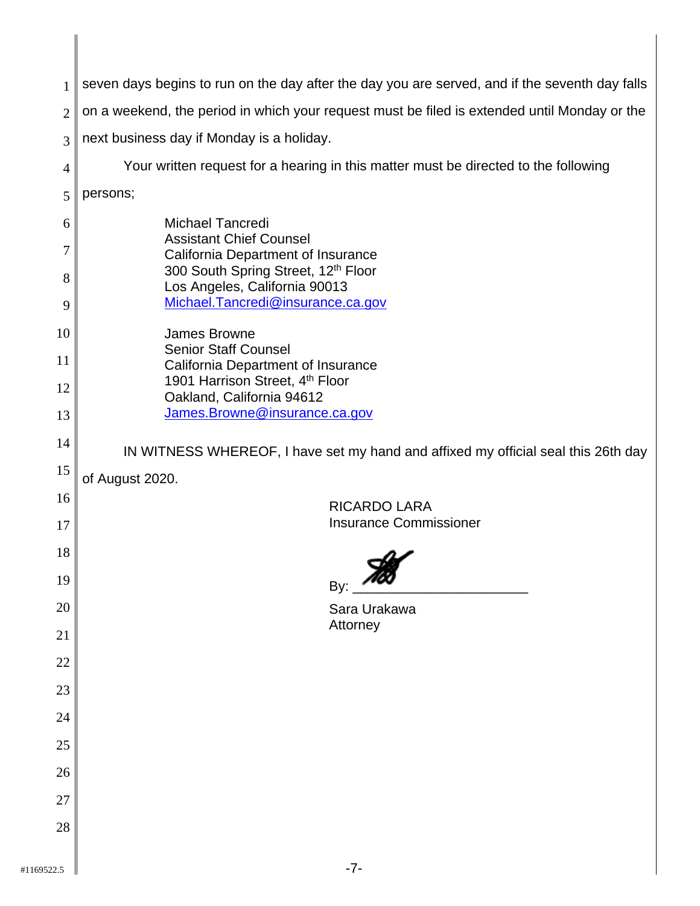seven days begins to run on the day after the day you are served, and if the seventh day falls on a weekend, the period in which your request must be filed is extended until Monday or the next business day if Monday is a holiday.

Your written request for a hearing in this matter must be directed to the following persons;

Michael Tancredi
Assistant Chief Counsel
California Department of Insurance
300 South Spring Street, 12th Floor
Los Angeles, California 90013
Michael.Tancredi@insurance.ca.gov

James Browne
Senior Staff Counsel
California Department of Insurance
1901 Harrison Street, 4th Floor
Oakland, California 94612
James.Browne@insurance.ca.gov

IN WITNESS WHEREOF, I have set my hand and affixed my official seal this 26th day of August 2020.

RICARDO LARA
Insurance Commissioner

By: ________________________

Sara Urakawa
Attorney